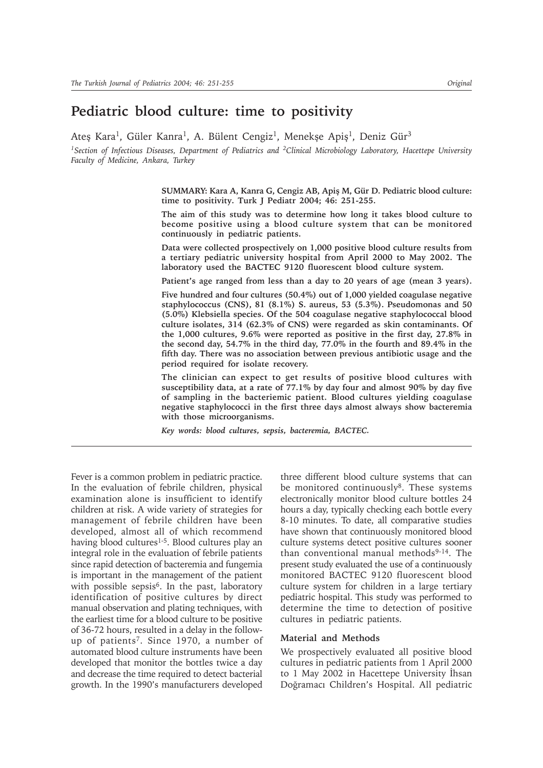# Pediatric blood culture: time to positivity

Ateş Kara[1], Güler Kanra[1], A. Bülent Cengiz[1], Menekşe Apiş[1], Deniz Gür[3]

*[1]Section of Infectious Diseases, Department of Pediatrics and [2]Clinical Microbiology Laboratory, Hacettepe University Faculty of Medicine, Ankara, Turkey*

**SUMMARY: Kara A, Kanra G, Cengiz AB, Apiş M, Gür D. Pediatric blood culture: time to positivity. Turk J Pediatr 2004; 46: 251-255.**

**The aim of this study was to determine how long it takes blood culture to become positive using a blood culture system that can be monitored continuously in pediatric patients.**

**Data were collected prospectively on 1,000 positive blood culture results from a tertiary pediatric university hospital from April 2000 to May 2002. The laboratory used the BACTEC 9120 fluorescent blood culture system.**

**Patient's age ranged from less than a day to 20 years of age (mean 3 years).**

**Five hundred and four cultures (50.4%) out of 1,000 yielded coagulase negative staphylococcus (CNS), 81 (8.1%) S. aureus, 53 (5.3%). Pseudomonas and 50 (5.0%) Klebsiella species. Of the 504 coagulase negative staphylococcal blood culture isolates, 314 (62.3% of CNS) were regarded as skin contaminants. Of the 1,000 cultures, 9.6% were reported as positive in the first day, 27.8% in the second day, 54.7% in the third day, 77.0% in the fourth and 89.4% in the fifth day. There was no association between previous antibiotic usage and the period required for isolate recovery.**

**The clinician can expect to get results of positive blood cultures with susceptibility data, at a rate of 77.1% by day four and almost 90% by day five of sampling in the bacteriemic patient. Blood cultures yielding coagulase negative staphylococci in the first three days almost always show bacteremia with those microorganisms.**

***Key words: blood cultures, sepsis, bacteremia, BACTEC.***

Fever is a common problem in pediatric practice. In the evaluation of febrile children, physical examination alone is insufficient to identify children at risk. A wide variety of strategies for management of febrile children have been developed, almost all of which recommend having blood cultures[1-5]. Blood cultures play an integral role in the evaluation of febrile patients since rapid detection of bacteremia and fungemia is important in the management of the patient with possible sepsis[6]. In the past, laboratory identification of positive cultures by direct manual observation and plating techniques, with the earliest time for a blood culture to be positive of 36-72 hours, resulted in a delay in the follow-up of patients[7]. Since 1970, a number of automated blood culture instruments have been developed that monitor the bottles twice a day and decrease the time required to detect bacterial growth. In the 1990's manufacturers developed three different blood culture systems that can be monitored continuously[8]. These systems electronically monitor blood culture bottles 24 hours a day, typically checking each bottle every 8-10 minutes. To date, all comparative studies have shown that continuously monitored blood culture systems detect positive cultures sooner than conventional manual methods[9-14]. The present study evaluated the use of a continuously monitored BACTEC 9120 fluorescent blood culture system for children in a large tertiary pediatric hospital. This study was performed to determine the time to detection of positive cultures in pediatric patients.

## Material and Methods

We prospectively evaluated all positive blood cultures in pediatric patients from 1 April 2000 to 1 May 2002 in Hacettepe University İhsan Doğramacı Children's Hospital. All pediatric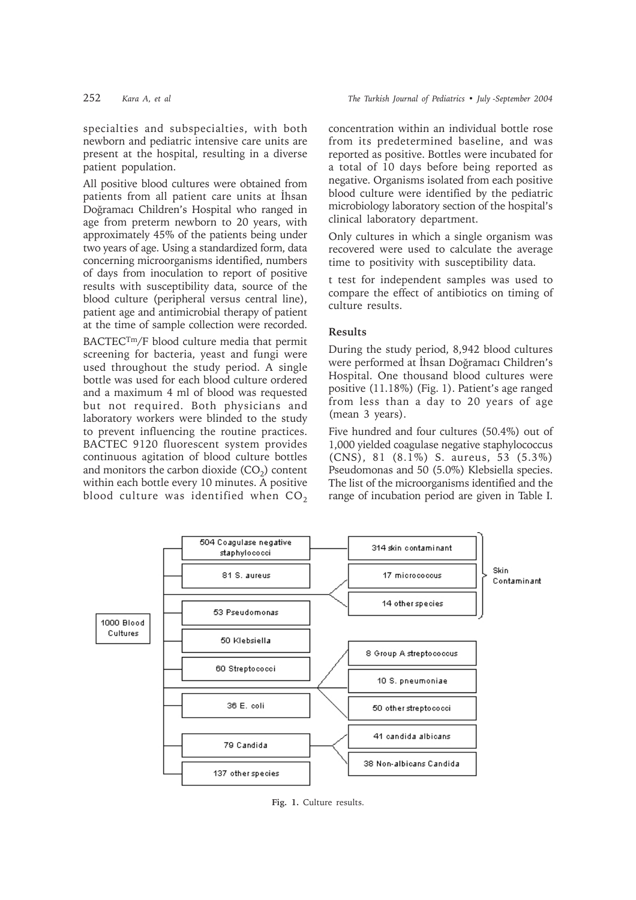specialties and subspecialties, with both newborn and pediatric intensive care units are present at the hospital, resulting in a diverse patient population.

All positive blood cultures were obtained from patients from all patient care units at İhsan Doğramacı Children's Hospital who ranged in age from preterm newborn to 20 years, with approximately 45% of the patients being under two years of age. Using a standardized form, data concerning microorganisms identified, numbers of days from inoculation to report of positive results with susceptibility data, source of the blood culture (peripheral versus central line), patient age and antimicrobial therapy of patient at the time of sample collection were recorded.

BACTEC[Tm]/F blood culture media that permit screening for bacteria, yeast and fungi were used throughout the study period. A single bottle was used for each blood culture ordered and a maximum 4 ml of blood was requested but not required. Both physicians and laboratory workers were blinded to the study to prevent influencing the routine practices. BACTEC 9120 fluorescent system provides continuous agitation of blood culture bottles and monitors the carbon dioxide ($CO_2$) content within each bottle every 10 minutes. A positive blood culture was identified when $CO_2$ concentration within an individual bottle rose from its predetermined baseline, and was reported as positive. Bottles were incubated for a total of 10 days before being reported as negative. Organisms isolated from each positive blood culture were identified by the pediatric microbiology laboratory section of the hospital's clinical laboratory department.

Only cultures in which a single organism was recovered were used to calculate the average time to positivity with susceptibility data.

t test for independent samples was used to compare the effect of antibiotics on timing of culture results.

## Results

During the study period, 8,942 blood cultures were performed at İhsan Doğramacı Children's Hospital. One thousand blood cultures were positive (11.18%) (Fig. 1). Patient's age ranged from less than a day to 20 years of age (mean 3 years).

Five hundred and four cultures (50.4%) out of 1,000 yielded coagulase negative staphylococcus (CNS), 81 (8.1%) S. aureus, 53 (5.3%) Pseudomonas and 50 (5.0%) Klebsiella species. The list of the microorganisms identified and the range of incubation period are given in Table I.

1000 Blood Cultures
- 504 Coagulase negative staphylococci → 314 skin contaminant
- 81 S. aureus
- → 17 micrococcus; 14 other species
- (314 skin contaminant, 17 micrococcus, 14 other species: Skin Contaminant)
- 53 Pseudomonas
- 50 Klebsiella
- 60 Streptococci → 8 Group A streptococcus; 10 S. pneumoniae; 50 other streptococci
- 36 E. coli
- 79 Candida → 41 candida albicans; 38 Non-albicans Candida
- 137 other species

**Fig. 1.** Culture results.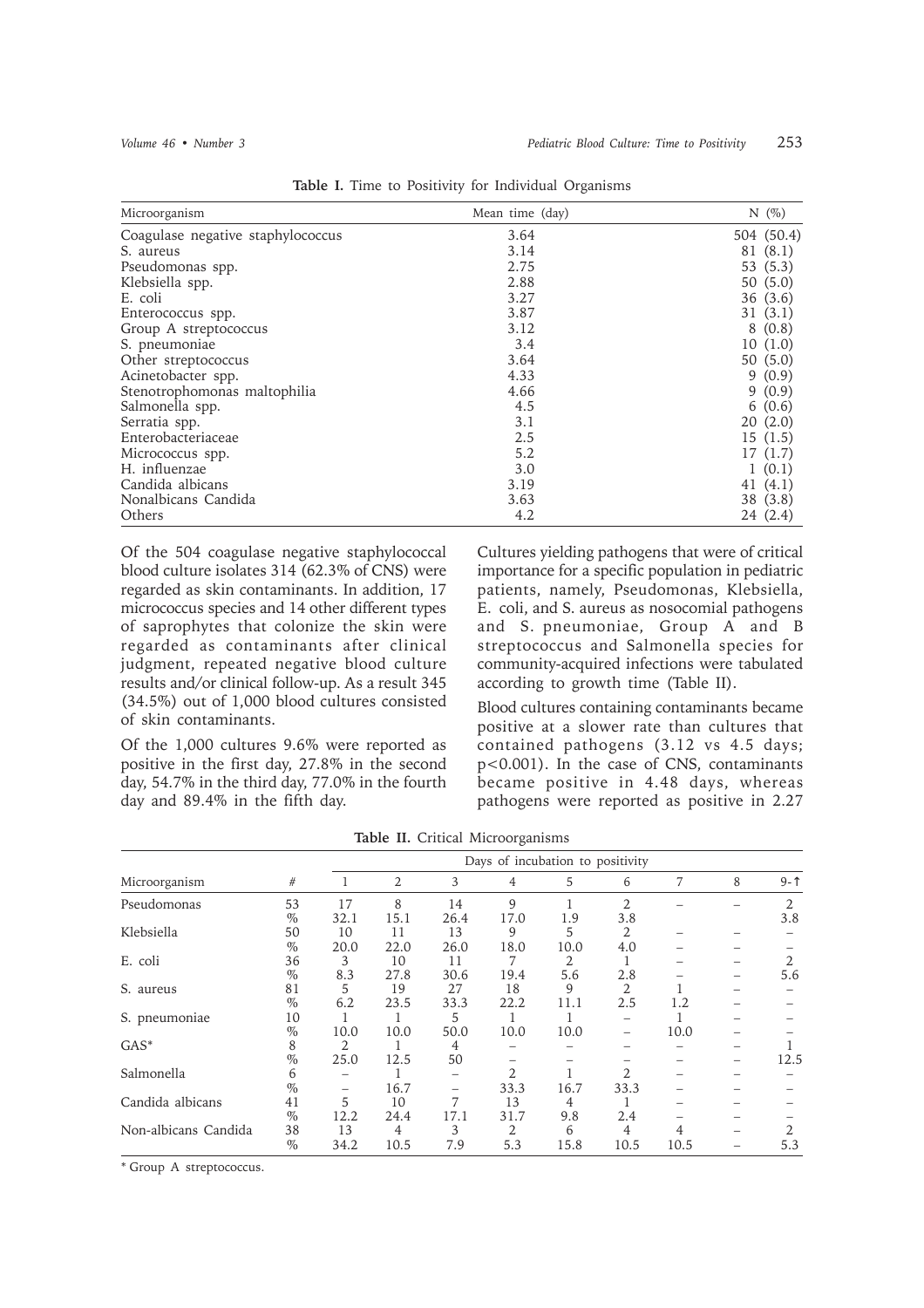**Table I.** Time to Positivity for Individual Organisms

| Microorganism | Mean time (day) | N (%) |
|---|---|---|
| Coagulase negative staphylococcus | 3.64 | 504 (50.4) |
| S. aureus | 3.14 | 81 (8.1) |
| Pseudomonas spp. | 2.75 | 53 (5.3) |
| Klebsiella spp. | 2.88 | 50 (5.0) |
| E. coli | 3.27 | 36 (3.6) |
| Enterococcus spp. | 3.87 | 31 (3.1) |
| Group A streptococcus | 3.12 | 8 (0.8) |
| S. pneumoniae | 3.4 | 10 (1.0) |
| Other streptococcus | 3.64 | 50 (5.0) |
| Acinetobacter spp. | 4.33 | 9 (0.9) |
| Stenotrophomonas maltophilia | 4.66 | 9 (0.9) |
| Salmonella spp. | 4.5 | 6 (0.6) |
| Serratia spp. | 3.1 | 20 (2.0) |
| Enterobacteriaceae | 2.5 | 15 (1.5) |
| Micrococcus spp. | 5.2 | 17 (1.7) |
| H. influenzae | 3.0 | 1 (0.1) |
| Candida albicans | 3.19 | 41 (4.1) |
| Nonalbicans Candida | 3.63 | 38 (3.8) |
| Others | 4.2 | 24 (2.4) |

Of the 504 coagulase negative staphylococcal blood culture isolates 314 (62.3% of CNS) were regarded as skin contaminants. In addition, 17 micrococcus species and 14 other different types of saprophytes that colonize the skin were regarded as contaminants after clinical judgment, repeated negative blood culture results and/or clinical follow-up. As a result 345 (34.5%) out of 1,000 blood cultures consisted of skin contaminants.

Of the 1,000 cultures 9.6% were reported as positive in the first day, 27.8% in the second day, 54.7% in the third day, 77.0% in the fourth day and 89.4% in the fifth day.

Cultures yielding pathogens that were of critical importance for a specific population in pediatric patients, namely, Pseudomonas, Klebsiella, E. coli, and S. aureus as nosocomial pathogens and S. pneumoniae, Group A and B streptococcus and Salmonella species for community-acquired infections were tabulated according to growth time (Table II).

Blood cultures containing contaminants became positive at a slower rate than cultures that contained pathogens (3.12 vs 4.5 days; $p<0.001$). In the case of CNS, contaminants became positive in 4.48 days, whereas pathogens were reported as positive in 2.27

**Table II.** Critical Microorganisms

| Microorganism | # | Days of incubation to positivity | | | | | | | | |
|---|---|---|---|---|---|---|---|---|---|---|
| | | 1 | 2 | 3 | 4 | 5 | 6 | 7 | 8 | 9-↑ |
| Pseudomonas | 53 | 17 | 8 | 14 | 9 | 1 | 2 | – | – | 2 |
| | % | 32.1 | 15.1 | 26.4 | 17.0 | 1.9 | 3.8 | | | 3.8 |
| Klebsiella | 50 | 10 | 11 | 13 | 9 | 5 | 2 | – | – | – |
| | % | 20.0 | 22.0 | 26.0 | 18.0 | 10.0 | 4.0 | – | – | – |
| E. coli | 36 | 3 | 10 | 11 | 7 | 2 | 1 | – | – | 2 |
| | % | 8.3 | 27.8 | 30.6 | 19.4 | 5.6 | 2.8 | – | – | 5.6 |
| S. aureus | 81 | 5 | 19 | 27 | 18 | 9 | 2 | 1 | – | – |
| | % | 6.2 | 23.5 | 33.3 | 22.2 | 11.1 | 2.5 | 1.2 | – | – |
| S. pneumoniae | 10 | 1 | 1 | 5 | 1 | 1 | – | 1 | – | – |
| | % | 10.0 | 10.0 | 50.0 | 10.0 | 10.0 | – | 10.0 | – | – |
| GAS* | 8 | 2 | 1 | 4 | – | – | – | – | – | 1 |
| | % | 25.0 | 12.5 | 50 | – | – | – | – | – | 12.5 |
| Salmonella | 6 | – | 1 | – | 2 | 1 | 2 | – | – | – |
| | % | – | 16.7 | – | 33.3 | 16.7 | 33.3 | – | – | – |
| Candida albicans | 41 | 5 | 10 | 7 | 13 | 4 | 1 | – | – | – |
| | % | 12.2 | 24.4 | 17.1 | 31.7 | 9.8 | 2.4 | – | – | – |
| Non-albicans Candida | 38 | 13 | 4 | 3 | 2 | 6 | 4 | 4 | – | 2 |
| | % | 34.2 | 10.5 | 7.9 | 5.3 | 15.8 | 10.5 | 10.5 | – | 5.3 |

\* Group A streptococcus.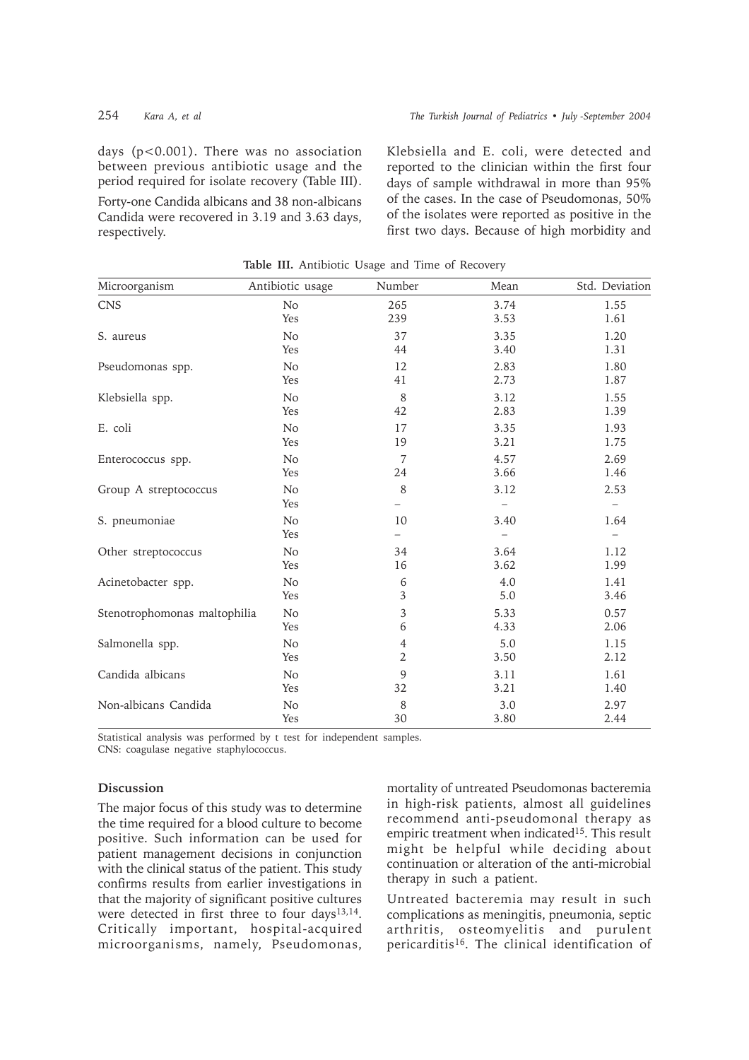days ($p<0.001$). There was no association between previous antibiotic usage and the period required for isolate recovery (Table III).

Forty-one Candida albicans and 38 non-albicans Candida were recovered in 3.19 and 3.63 days, respectively.

Klebsiella and E. coli, were detected and reported to the clinician within the first four days of sample withdrawal in more than 95% of the cases. In the case of Pseudomonas, 50% of the isolates were reported as positive in the first two days. Because of high morbidity and mortality of untreated Pseudomonas bacteremia in high-risk patients, almost all guidelines recommend anti-pseudomonal therapy as empiric treatment when indicated[15]. This result might be helpful while deciding about continuation or alteration of the anti-microbial therapy in such a patient.

**Table III.** Antibiotic Usage and Time of Recovery

| Microorganism | Antibiotic usage | Number | Mean | Std. Deviation |
|---|---|---|---|---|
| CNS | No | 265 | 3.74 | 1.55 |
| | Yes | 239 | 3.53 | 1.61 |
| S. aureus | No | 37 | 3.35 | 1.20 |
| | Yes | 44 | 3.40 | 1.31 |
| Pseudomonas spp. | No | 12 | 2.83 | 1.80 |
| | Yes | 41 | 2.73 | 1.87 |
| Klebsiella spp. | No | 8 | 3.12 | 1.55 |
| | Yes | 42 | 2.83 | 1.39 |
| E. coli | No | 17 | 3.35 | 1.93 |
| | Yes | 19 | 3.21 | 1.75 |
| Enterococcus spp. | No | 7 | 4.57 | 2.69 |
| | Yes | 24 | 3.66 | 1.46 |
| Group A streptococcus | No | 8 | 3.12 | 2.53 |
| | Yes | – | – | – |
| S. pneumoniae | No | 10 | 3.40 | 1.64 |
| | Yes | – | – | – |
| Other streptococcus | No | 34 | 3.64 | 1.12 |
| | Yes | 16 | 3.62 | 1.99 |
| Acinetobacter spp. | No | 6 | 4.0 | 1.41 |
| | Yes | 3 | 5.0 | 3.46 |
| Stenotrophomonas maltophilia | No | 3 | 5.33 | 0.57 |
| | Yes | 6 | 4.33 | 2.06 |
| Salmonella spp. | No | 4 | 5.0 | 1.15 |
| | Yes | 2 | 3.50 | 2.12 |
| Candida albicans | No | 9 | 3.11 | 1.61 |
| | Yes | 32 | 3.21 | 1.40 |
| Non-albicans Candida | No | 8 | 3.0 | 2.97 |
| | Yes | 30 | 3.80 | 2.44 |

Statistical analysis was performed by t test for independent samples.
CNS: coagulase negative staphylococcus.

## Discussion

The major focus of this study was to determine the time required for a blood culture to become positive. Such information can be used for patient management decisions in conjunction with the clinical status of the patient. This study confirms results from earlier investigations in that the majority of significant positive cultures were detected in first three to four days[13,14]. Critically important, hospital-acquired microorganisms, namely, Pseudomonas,

Untreated bacteremia may result in such complications as meningitis, pneumonia, septic arthritis, osteomyelitis and purulent pericarditis[16]. The clinical identification of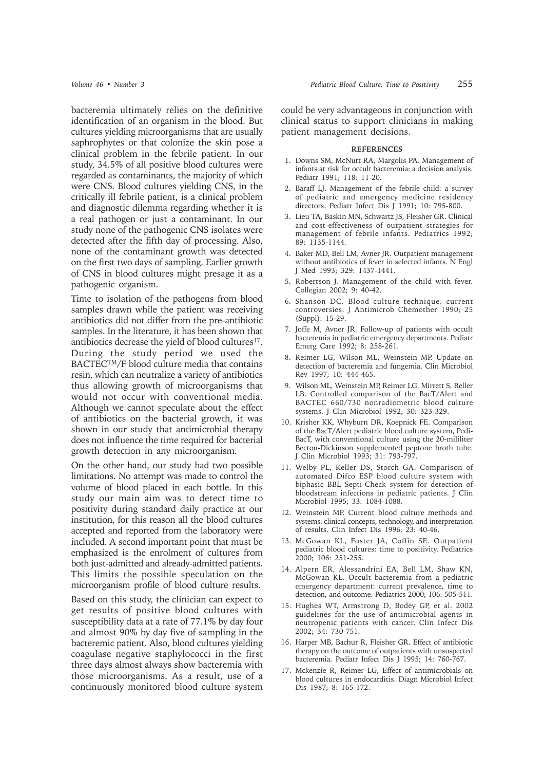bacteremia ultimately relies on the definitive identification of an organism in the blood. But cultures yielding microorganisms that are usually saphrophytes or that colonize the skin pose a clinical problem in the febrile patient. In our study, 34.5% of all positive blood cultures were regarded as contaminants, the majority of which were CNS. Blood cultures yielding CNS, in the critically ill febrile patient, is a clinical problem and diagnostic dilemma regarding whether it is a real pathogen or just a contaminant. In our study none of the pathogenic CNS isolates were detected after the fifth day of processing. Also, none of the contaminant growth was detected on the first two days of sampling. Earlier growth of CNS in blood cultures might presage it as a pathogenic organism.

Time to isolation of the pathogens from blood samples drawn while the patient was receiving antibiotics did not differ from the pre-antibiotic samples. In the literature, it has been shown that antibiotics decrease the yield of blood cultures[17]. During the study period we used the BACTEC™/F blood culture media that contains resin, which can neutralize a variety of antibiotics thus allowing growth of microorganisms that would not occur with conventional media. Although we cannot speculate about the effect of antibiotics on the bacterial growth, it was shown in our study that antimicrobial therapy does not influence the time required for bacterial growth detection in any microorganism.

On the other hand, our study had two possible limitations. No attempt was made to control the volume of blood placed in each bottle. In this study our main aim was to detect time to positivity during standard daily practice at our institution, for this reason all the blood cultures accepted and reported from the laboratory were included. A second important point that must be emphasized is the enrolment of cultures from both just-admitted and already-admitted patients. This limits the possible speculation on the microorganism profile of blood culture results.

Based on this study, the clinician can expect to get results of positive blood cultures with susceptibility data at a rate of 77.1% by day four and almost 90% by day five of sampling in the bacteremic patient. Also, blood cultures yielding coagulase negative staphylococci in the first three days almost always show bacteremia with those microorganisms. As a result, use of a continuously monitored blood culture system could be very advantageous in conjunction with clinical status to support clinicians in making patient management decisions.

## REFERENCES

1. Downs SM, McNutt RA, Margolis PA. Management of infants at risk for occult bacteremia: a decision analysis. Pediatr 1991; 118: 11-20.
2. Baraff LJ. Management of the febrile child: a survey of pediatric and emergency medicine residency directors. Pediatr Infect Dis J 1991; 10: 795-800.
3. Lieu TA, Baskin MN, Schwartz JS, Fleisher GR. Clinical and cost-effectiveness of outpatient strategies for management of febrile infants. Pediatrics 1992; 89: 1135-1144.
4. Baker MD, Bell LM, Avner JR. Outpatient management without antibiotics of fever in selected infants. N Engl J Med 1993; 329: 1437-1441.
5. Robertson J. Management of the child with fever. Collegian 2002; 9: 40-42.
6. Shanson DC. Blood culture technique: current controversies. J Antimicrob Chemother 1990; 25 (Suppl): 15-29.
7. Joffe M, Avner JR. Follow-up of patients with occult bacteremia in pediatric emergency departments. Pediatr Emerg Care 1992; 8: 258-261.
8. Reimer LG, Wilson ML, Weinstein MP. Update on detection of bacteremia and fungemia. Clin Microbiol Rev 1997; 10: 444-465.
9. Wilson ML, Weinstein MP, Reimer LG, Mirrett S, Reller LB. Controlled comparison of the BacT/Alert and BACTEC 660/730 nonradiometric blood culture systems. J Clin Microbiol 1992; 30: 323-329.
10. Krisher KK, Whyburn DR, Koepnick FE. Comparison of the BacT/Alert pediatric blood culture system, Pedi-BacT, with conventional culture using the 20-mililiter Becton-Dickinson supplemented peptone broth tube. J Clin Microbiol 1993; 31: 793-797.
11. Welby PL, Keller DS, Storch GA. Comparison of automated Difco ESP blood culture system with biphasic BBL Septi-Check system for detection of bloodstream infections in pediatric patients. J Clin Microbiol 1995; 33: 1084-1088.
12. Weinstein MP. Current blood culture methods and systems: clinical concepts, technology, and interpretation of results. Clin Infect Dis 1996; 23: 40-46.
13. McGowan KL, Foster JA, Coffin SE. Outpatient pediatric blood cultures: time to positivity. Pediatrics 2000; 106: 251-255.
14. Alpern ER, Alessandrini EA, Bell LM, Shaw KN, McGowan KL. Occult bacteremia from a pediatric emergency department: current prevalence, time to detection, and outcome. Pediatrics 2000; 106: 505-511.
15. Hughes WT, Armstrong D, Bodey GP, et al. 2002 guidelines for the use of antimicrobial agents in neutropenic patients with cancer. Clin Infect Dis 2002; 34: 730-751.
16. Harper MB, Bachur R, Fleisher GR. Effect of antibiotic therapy on the outcome of outpatients with unsuspected bacteremia. Pediatr Infect Dis J 1995; 14: 760-767.
17. Mckenzie R, Reimer LG, Effect of antimicrobials on blood cultures in endocarditis. Diagn Microbiol Infect Dis 1987; 8: 165-172.